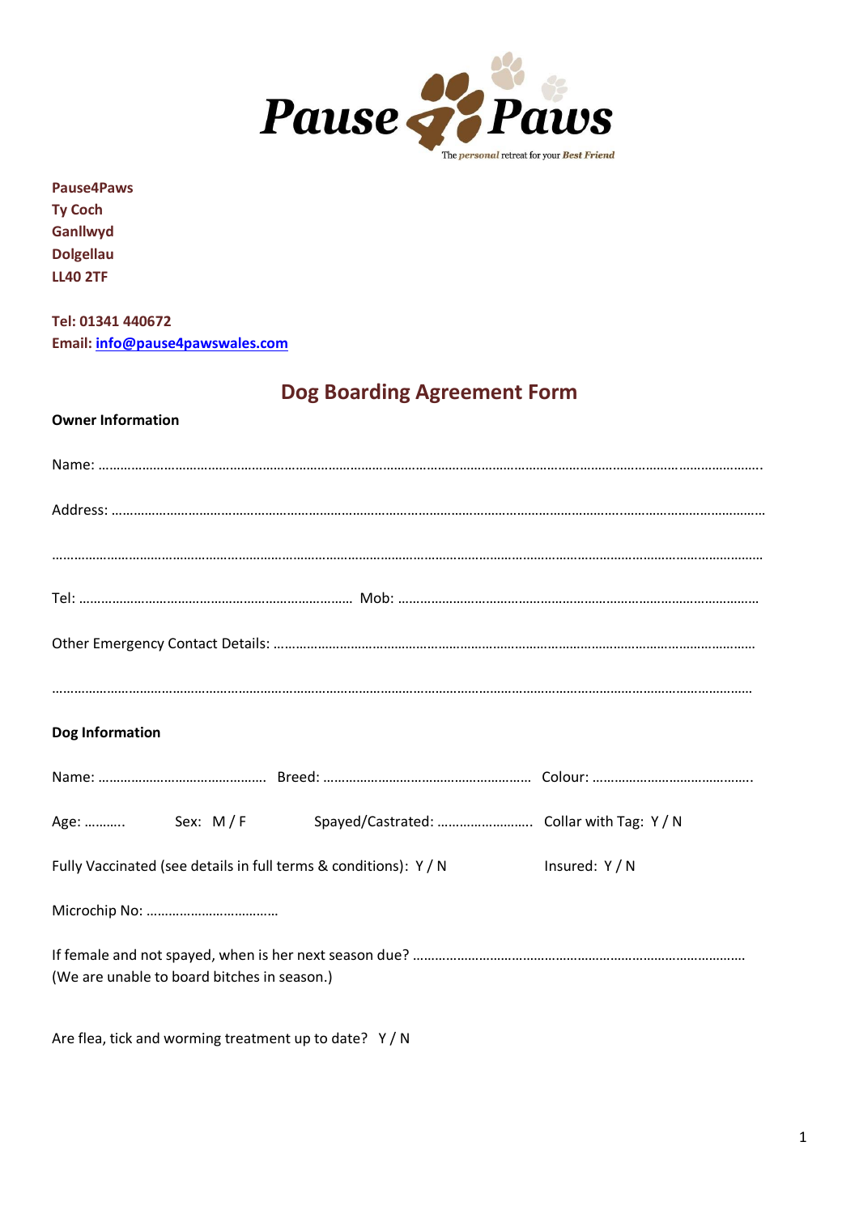Pause 4 Paws

The *personal* retreat for your *Best Friend*

**Pause4Paws**
**Ty Coch**
**Ganllwyd**
**Dolgellau**
**LL40 2TF**

**Tel: 01341 440672**
**Email: info@pause4pawswales.com**

## Dog Boarding Agreement Form

**Owner Information**

Name: …………………………………………………………………………………………………………………………………………………….

Address: ……………………………………………………………………………………………………………………………………………………

……………………………………………………………………………………………………………………………………………………………………

Tel: ………………………………………………………………… Mob: ………………………………………………………………………………………

Other Emergency Contact Details: ………………………………………………………………………………………………………………

……………………………………………………………………………………………………………………………………………………………………

**Dog Information**

Name: ……………………………………… Breed: ……………………………………………… Colour: …………………………………….

Age: ……….. Sex: M / F Spayed/Castrated: …………………….. Collar with Tag: Y / N

Fully Vaccinated (see details in full terms & conditions): Y / N Insured: Y / N

Microchip No: ………………………………

If female and not spayed, when is her next season due? ………………………………………………………………………………
(We are unable to board bitches in season.)

Are flea, tick and worming treatment up to date? Y / N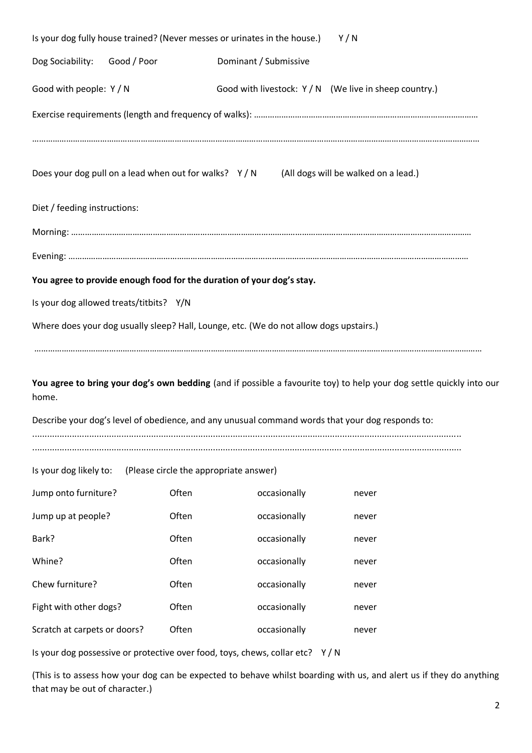Is your dog fully house trained? (Never messes or urinates in the house.) Y / N

Dog Sociability: Good / Poor Dominant / Submissive

Good with people: Y / N Good with livestock: Y / N (We live in sheep country.)

Exercise requirements (length and frequency of walks): ……………………………………………………………………………………

……………………………………………………………………………………………………………………………………………………………………

Does your dog pull on a lead when out for walks? Y / N (All dogs will be walked on a lead.)

Diet / feeding instructions:

Morning: ……………………………………………………………………………………………………………………………………………………

Evening: ……………………………………………………………………………………………………………………………………………………

**You agree to provide enough food for the duration of your dog's stay.**

Is your dog allowed treats/titbits? Y/N

Where does your dog usually sleep? Hall, Lounge, etc. (We do not allow dogs upstairs.)

……………………………………………………………………………………………………………………………………………………………………

**You agree to bring your dog's own bedding** (and if possible a favourite toy) to help your dog settle quickly into our home.

Describe your dog's level of obedience, and any unusual command words that your dog responds to:

……………………………………………………………………………………………………………………………………………………………………
……………………………………………………………………………………………………………………………………………………………………

Is your dog likely to: (Please circle the appropriate answer)

| | | | |
|---|---|---|---|
| Jump onto furniture? | Often | occasionally | never |
| Jump up at people? | Often | occasionally | never |
| Bark? | Often | occasionally | never |
| Whine? | Often | occasionally | never |
| Chew furniture? | Often | occasionally | never |
| Fight with other dogs? | Often | occasionally | never |
| Scratch at carpets or doors? | Often | occasionally | never |

Is your dog possessive or protective over food, toys, chews, collar etc? Y / N

(This is to assess how your dog can be expected to behave whilst boarding with us, and alert us if they do anything that may be out of character.)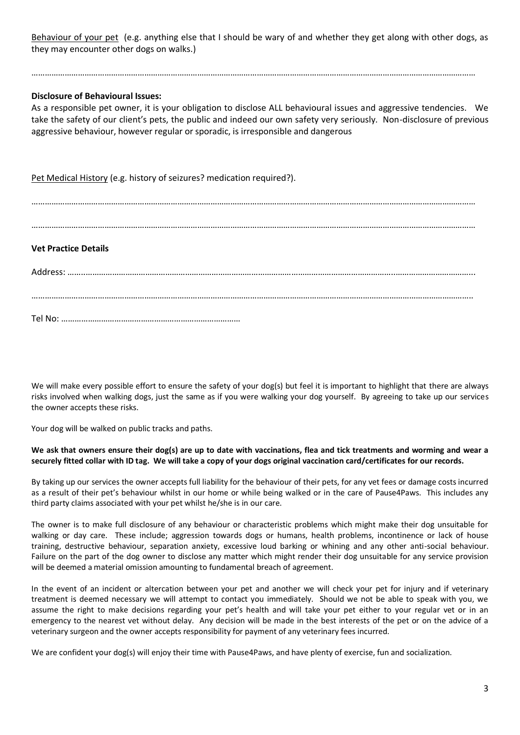Behaviour of your pet (e.g. anything else that I should be wary of and whether they get along with other dogs, as they may encounter other dogs on walks.)

………………………………………………………………………………………………………………………………………………………………………………

**Disclosure of Behavioural Issues:**
As a responsible pet owner, it is your obligation to disclose ALL behavioural issues and aggressive tendencies. We take the safety of our client's pets, the public and indeed our own safety very seriously. Non-disclosure of previous aggressive behaviour, however regular or sporadic, is irresponsible and dangerous

Pet Medical History (e.g. history of seizures? medication required?).

………………………………………………………………………………………………………………………………………………………………………………

………………………………………………………………………………………………………………………………………………………………………………

**Vet Practice Details**

Address: ………………………………………………………………………………………………………………………………………………………………….

………………………………………………………………………………………………………………………………………………………………………………

Tel No: ………………………………………………………………………

We will make every possible effort to ensure the safety of your dog(s) but feel it is important to highlight that there are always risks involved when walking dogs, just the same as if you were walking your dog yourself. By agreeing to take up our services the owner accepts these risks.

Your dog will be walked on public tracks and paths.

**We ask that owners ensure their dog(s) are up to date with vaccinations, flea and tick treatments and worming and wear a securely fitted collar with ID tag. We will take a copy of your dogs original vaccination card/certificates for our records.**

By taking up our services the owner accepts full liability for the behaviour of their pets, for any vet fees or damage costs incurred as a result of their pet's behaviour whilst in our home or while being walked or in the care of Pause4Paws. This includes any third party claims associated with your pet whilst he/she is in our care.

The owner is to make full disclosure of any behaviour or characteristic problems which might make their dog unsuitable for walking or day care. These include; aggression towards dogs or humans, health problems, incontinence or lack of house training, destructive behaviour, separation anxiety, excessive loud barking or whining and any other anti-social behaviour. Failure on the part of the dog owner to disclose any matter which might render their dog unsuitable for any service provision will be deemed a material omission amounting to fundamental breach of agreement.

In the event of an incident or altercation between your pet and another we will check your pet for injury and if veterinary treatment is deemed necessary we will attempt to contact you immediately. Should we not be able to speak with you, we assume the right to make decisions regarding your pet's health and will take your pet either to your regular vet or in an emergency to the nearest vet without delay. Any decision will be made in the best interests of the pet or on the advice of a veterinary surgeon and the owner accepts responsibility for payment of any veterinary fees incurred.

We are confident your dog(s) will enjoy their time with Pause4Paws, and have plenty of exercise, fun and socialization.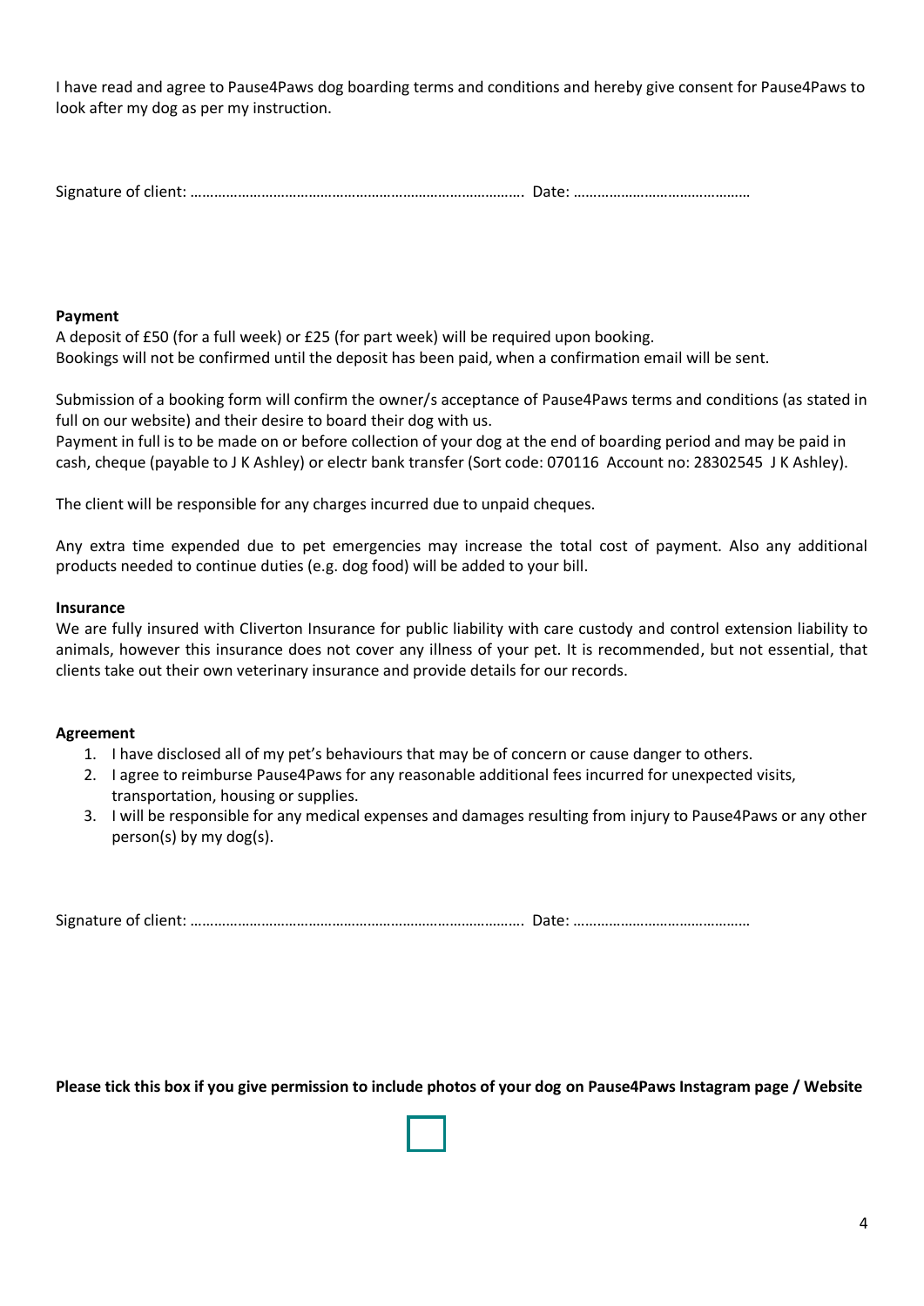I have read and agree to Pause4Paws dog boarding terms and conditions and hereby give consent for Pause4Paws to look after my dog as per my instruction.

Signature of client: ………………………………………………………………………. Date: ………………………………………

**Payment**

A deposit of £50 (for a full week) or £25 (for part week) will be required upon booking.
Bookings will not be confirmed until the deposit has been paid, when a confirmation email will be sent.

Submission of a booking form will confirm the owner/s acceptance of Pause4Paws terms and conditions (as stated in full on our website) and their desire to board their dog with us.
Payment in full is to be made on or before collection of your dog at the end of boarding period and may be paid in cash, cheque (payable to J K Ashley) or electr bank transfer (Sort code: 070116 Account no: 28302545 J K Ashley).

The client will be responsible for any charges incurred due to unpaid cheques.

Any extra time expended due to pet emergencies may increase the total cost of payment. Also any additional products needed to continue duties (e.g. dog food) will be added to your bill.

**Insurance**

We are fully insured with Cliverton Insurance for public liability with care custody and control extension liability to animals, however this insurance does not cover any illness of your pet. It is recommended, but not essential, that clients take out their own veterinary insurance and provide details for our records.

**Agreement**

1. I have disclosed all of my pet's behaviours that may be of concern or cause danger to others.
2. I agree to reimburse Pause4Paws for any reasonable additional fees incurred for unexpected visits, transportation, housing or supplies.
3. I will be responsible for any medical expenses and damages resulting from injury to Pause4Paws or any other person(s) by my dog(s).

Signature of client: ………………………………………………………………………. Date: ………………………………………

**Please tick this box if you give permission to include photos of your dog on Pause4Paws Instagram page / Website**

☐